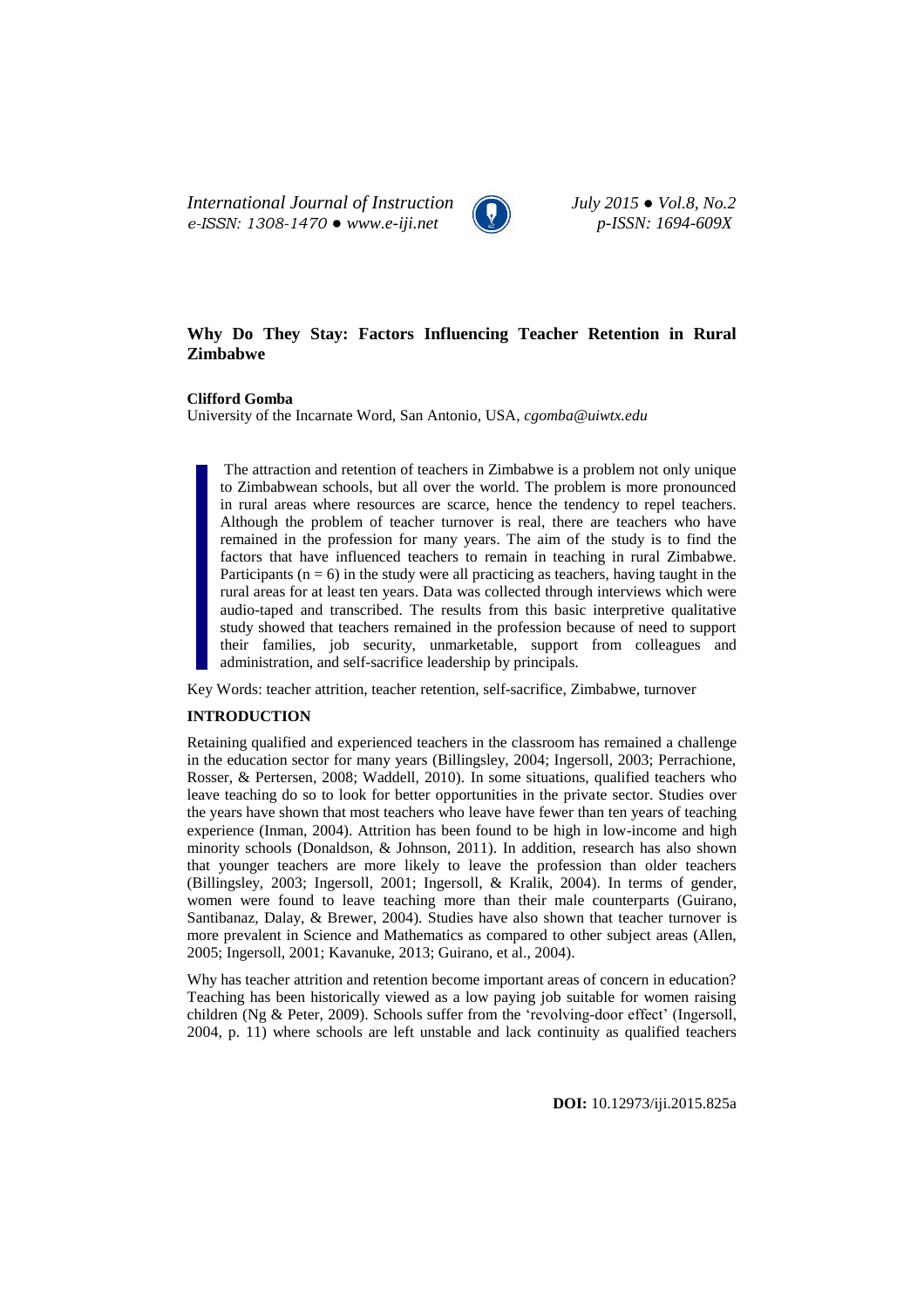# Why Do They Stay: Factors Influencing Teacher Retention in Rural Zimbabwe

**Clifford Gomba**

University of the Incarnate Word, San Antonio, USA, *cgomba@uiwtx.edu*

> The attraction and retention of teachers in Zimbabwe is a problem not only unique to Zimbabwean schools, but all over the world. The problem is more pronounced in rural areas where resources are scarce, hence the tendency to repel teachers. Although the problem of teacher turnover is real, there are teachers who have remained in the profession for many years. The aim of the study is to find the factors that have influenced teachers to remain in teaching in rural Zimbabwe. Participants ($n = 6$) in the study were all practicing as teachers, having taught in the rural areas for at least ten years. Data was collected through interviews which were audio-taped and transcribed. The results from this basic interpretive qualitative study showed that teachers remained in the profession because of need to support their families, job security, unmarketable, support from colleagues and administration, and self-sacrifice leadership by principals.

Key Words: teacher attrition, teacher retention, self-sacrifice, Zimbabwe, turnover

## INTRODUCTION

Retaining qualified and experienced teachers in the classroom has remained a challenge in the education sector for many years (Billingsley, 2004; Ingersoll, 2003; Perrachione, Rosser, & Pertersen, 2008; Waddell, 2010). In some situations, qualified teachers who leave teaching do so to look for better opportunities in the private sector. Studies over the years have shown that most teachers who leave have fewer than ten years of teaching experience (Inman, 2004). Attrition has been found to be high in low-income and high minority schools (Donaldson, & Johnson, 2011). In addition, research has also shown that younger teachers are more likely to leave the profession than older teachers (Billingsley, 2003; Ingersoll, 2001; Ingersoll, & Kralik, 2004). In terms of gender, women were found to leave teaching more than their male counterparts (Guirano, Santibanaz, Dalay, & Brewer, 2004). Studies have also shown that teacher turnover is more prevalent in Science and Mathematics as compared to other subject areas (Allen, 2005; Ingersoll, 2001; Kavanuke, 2013; Guirano, et al., 2004).

Why has teacher attrition and retention become important areas of concern in education? Teaching has been historically viewed as a low paying job suitable for women raising children (Ng & Peter, 2009). Schools suffer from the 'revolving-door effect' (Ingersoll, 2004, p. 11) where schools are left unstable and lack continuity as qualified teachers

**DOI:** 10.12973/iji.2015.825a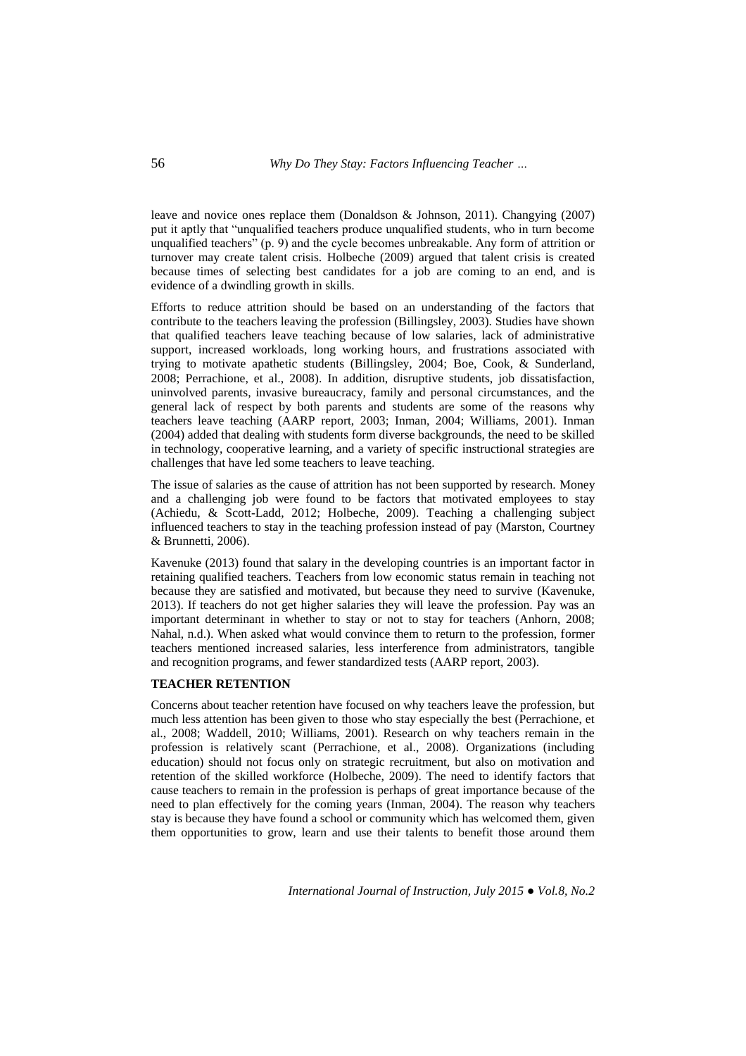leave and novice ones replace them (Donaldson & Johnson, 2011). Changying (2007) put it aptly that "unqualified teachers produce unqualified students, who in turn become unqualified teachers" (p. 9) and the cycle becomes unbreakable. Any form of attrition or turnover may create talent crisis. Holbeche (2009) argued that talent crisis is created because times of selecting best candidates for a job are coming to an end, and is evidence of a dwindling growth in skills.

Efforts to reduce attrition should be based on an understanding of the factors that contribute to the teachers leaving the profession (Billingsley, 2003). Studies have shown that qualified teachers leave teaching because of low salaries, lack of administrative support, increased workloads, long working hours, and frustrations associated with trying to motivate apathetic students (Billingsley, 2004; Boe, Cook, & Sunderland, 2008; Perrachione, et al., 2008). In addition, disruptive students, job dissatisfaction, uninvolved parents, invasive bureaucracy, family and personal circumstances, and the general lack of respect by both parents and students are some of the reasons why teachers leave teaching (AARP report, 2003; Inman, 2004; Williams, 2001). Inman (2004) added that dealing with students form diverse backgrounds, the need to be skilled in technology, cooperative learning, and a variety of specific instructional strategies are challenges that have led some teachers to leave teaching.

The issue of salaries as the cause of attrition has not been supported by research. Money and a challenging job were found to be factors that motivated employees to stay (Achiedu, & Scott-Ladd, 2012; Holbeche, 2009). Teaching a challenging subject influenced teachers to stay in the teaching profession instead of pay (Marston, Courtney & Brunnetti, 2006).

Kavenuke (2013) found that salary in the developing countries is an important factor in retaining qualified teachers. Teachers from low economic status remain in teaching not because they are satisfied and motivated, but because they need to survive (Kavenuke, 2013). If teachers do not get higher salaries they will leave the profession. Pay was an important determinant in whether to stay or not to stay for teachers (Anhorn, 2008; Nahal, n.d.). When asked what would convince them to return to the profession, former teachers mentioned increased salaries, less interference from administrators, tangible and recognition programs, and fewer standardized tests (AARP report, 2003).

## TEACHER RETENTION

Concerns about teacher retention have focused on why teachers leave the profession, but much less attention has been given to those who stay especially the best (Perrachione, et al., 2008; Waddell, 2010; Williams, 2001). Research on why teachers remain in the profession is relatively scant (Perrachione, et al., 2008). Organizations (including education) should not focus only on strategic recruitment, but also on motivation and retention of the skilled workforce (Holbeche, 2009). The need to identify factors that cause teachers to remain in the profession is perhaps of great importance because of the need to plan effectively for the coming years (Inman, 2004). The reason why teachers stay is because they have found a school or community which has welcomed them, given them opportunities to grow, learn and use their talents to benefit those around them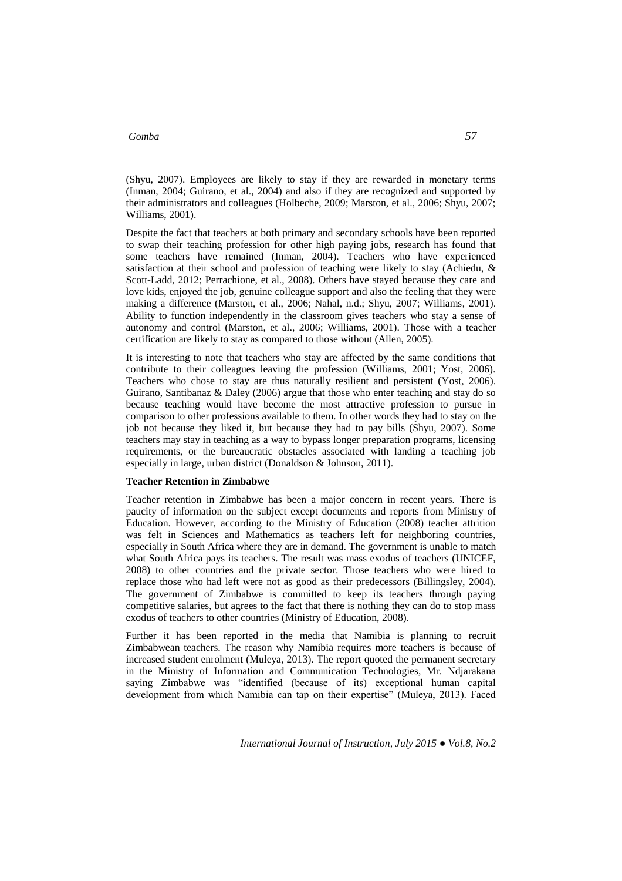(Shyu, 2007). Employees are likely to stay if they are rewarded in monetary terms (Inman, 2004; Guirano, et al., 2004) and also if they are recognized and supported by their administrators and colleagues (Holbeche, 2009; Marston, et al., 2006; Shyu, 2007; Williams, 2001).

Despite the fact that teachers at both primary and secondary schools have been reported to swap their teaching profession for other high paying jobs, research has found that some teachers have remained (Inman, 2004). Teachers who have experienced satisfaction at their school and profession of teaching were likely to stay (Achiedu, & Scott-Ladd, 2012; Perrachione, et al., 2008). Others have stayed because they care and love kids, enjoyed the job, genuine colleague support and also the feeling that they were making a difference (Marston, et al., 2006; Nahal, n.d.; Shyu, 2007; Williams, 2001). Ability to function independently in the classroom gives teachers who stay a sense of autonomy and control (Marston, et al., 2006; Williams, 2001). Those with a teacher certification are likely to stay as compared to those without (Allen, 2005).

It is interesting to note that teachers who stay are affected by the same conditions that contribute to their colleagues leaving the profession (Williams, 2001; Yost, 2006). Teachers who chose to stay are thus naturally resilient and persistent (Yost, 2006). Guirano, Santibanaz & Daley (2006) argue that those who enter teaching and stay do so because teaching would have become the most attractive profession to pursue in comparison to other professions available to them. In other words they had to stay on the job not because they liked it, but because they had to pay bills (Shyu, 2007). Some teachers may stay in teaching as a way to bypass longer preparation programs, licensing requirements, or the bureaucratic obstacles associated with landing a teaching job especially in large, urban district (Donaldson & Johnson, 2011).

**Teacher Retention in Zimbabwe**

Teacher retention in Zimbabwe has been a major concern in recent years. There is paucity of information on the subject except documents and reports from Ministry of Education. However, according to the Ministry of Education (2008) teacher attrition was felt in Sciences and Mathematics as teachers left for neighboring countries, especially in South Africa where they are in demand. The government is unable to match what South Africa pays its teachers. The result was mass exodus of teachers (UNICEF, 2008) to other countries and the private sector. Those teachers who were hired to replace those who had left were not as good as their predecessors (Billingsley, 2004). The government of Zimbabwe is committed to keep its teachers through paying competitive salaries, but agrees to the fact that there is nothing they can do to stop mass exodus of teachers to other countries (Ministry of Education, 2008).

Further it has been reported in the media that Namibia is planning to recruit Zimbabwean teachers. The reason why Namibia requires more teachers is because of increased student enrolment (Muleya, 2013). The report quoted the permanent secretary in the Ministry of Information and Communication Technologies, Mr. Ndjarakana saying Zimbabwe was "identified (because of its) exceptional human capital development from which Namibia can tap on their expertise" (Muleya, 2013). Faced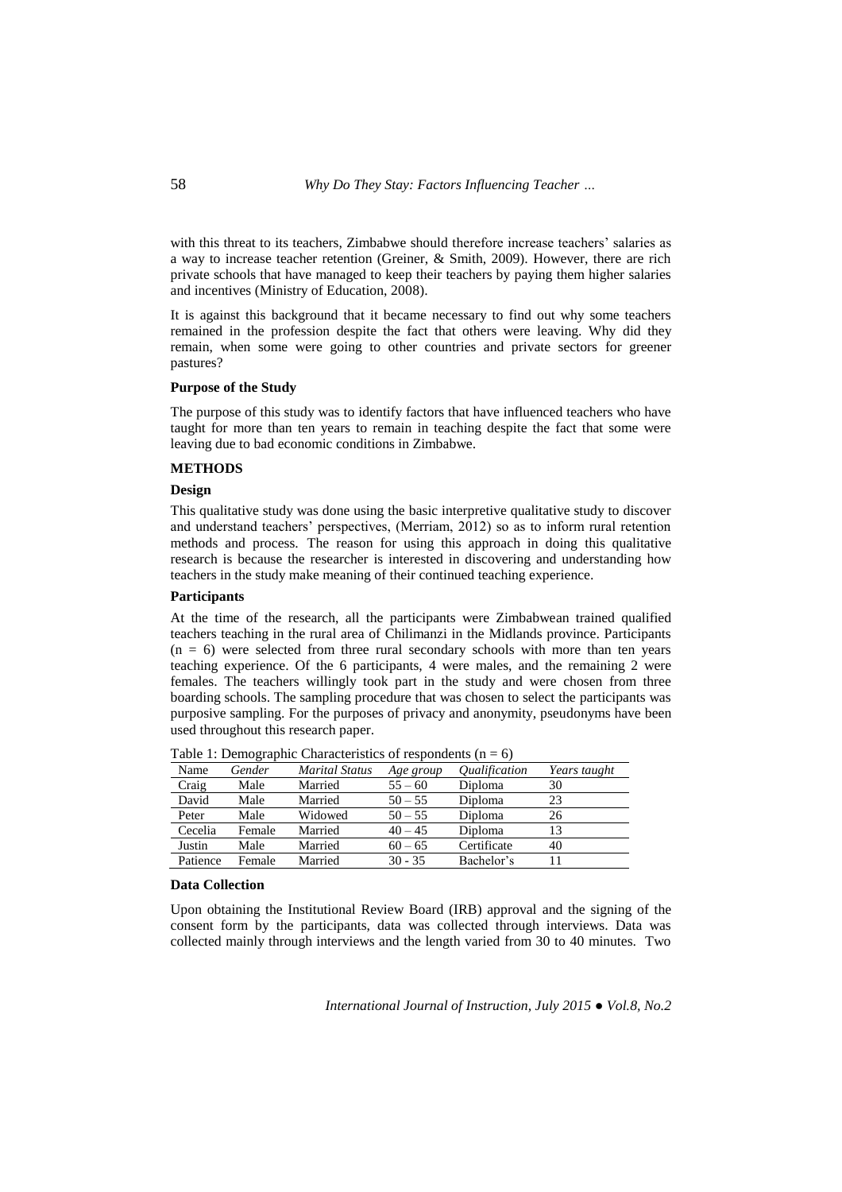with this threat to its teachers, Zimbabwe should therefore increase teachers' salaries as a way to increase teacher retention (Greiner, & Smith, 2009). However, there are rich private schools that have managed to keep their teachers by paying them higher salaries and incentives (Ministry of Education, 2008).

It is against this background that it became necessary to find out why some teachers remained in the profession despite the fact that others were leaving. Why did they remain, when some were going to other countries and private sectors for greener pastures?

### Purpose of the Study

The purpose of this study was to identify factors that have influenced teachers who have taught for more than ten years to remain in teaching despite the fact that some were leaving due to bad economic conditions in Zimbabwe.

## METHODS

### Design

This qualitative study was done using the basic interpretive qualitative study to discover and understand teachers' perspectives, (Merriam, 2012) so as to inform rural retention methods and process. The reason for using this approach in doing this qualitative research is because the researcher is interested in discovering and understanding how teachers in the study make meaning of their continued teaching experience.

### Participants

At the time of the research, all the participants were Zimbabwean trained qualified teachers teaching in the rural area of Chilimanzi in the Midlands province. Participants ($n = 6$) were selected from three rural secondary schools with more than ten years teaching experience. Of the 6 participants, 4 were males, and the remaining 2 were females. The teachers willingly took part in the study and were chosen from three boarding schools. The sampling procedure that was chosen to select the participants was purposive sampling. For the purposes of privacy and anonymity, pseudonyms have been used throughout this research paper.

Table 1: Demographic Characteristics of respondents ($n = 6$)

| Name | *Gender* | *Marital Status* | *Age group* | *Qualification* | *Years taught* |
|---|---|---|---|---|---|
| Craig | Male | Married | 55 – 60 | Diploma | 30 |
| David | Male | Married | 50 – 55 | Diploma | 23 |
| Peter | Male | Widowed | 50 – 55 | Diploma | 26 |
| Cecelia | Female | Married | 40 – 45 | Diploma | 13 |
| Justin | Male | Married | 60 – 65 | Certificate | 40 |
| Patience | Female | Married | 30 - 35 | Bachelor's | 11 |

### Data Collection

Upon obtaining the Institutional Review Board (IRB) approval and the signing of the consent form by the participants, data was collected through interviews. Data was collected mainly through interviews and the length varied from 30 to 40 minutes. Two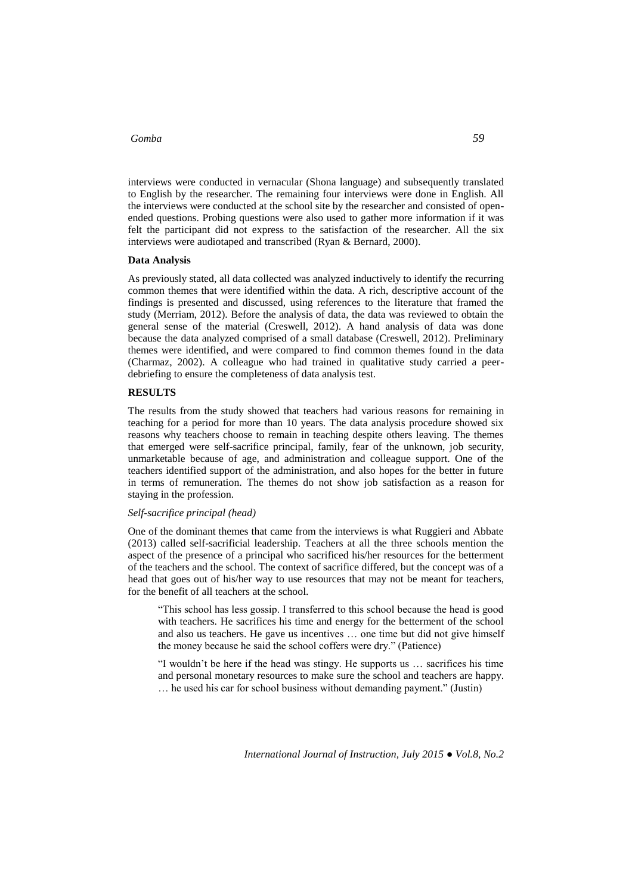interviews were conducted in vernacular (Shona language) and subsequently translated to English by the researcher. The remaining four interviews were done in English. All the interviews were conducted at the school site by the researcher and consisted of open-ended questions. Probing questions were also used to gather more information if it was felt the participant did not express to the satisfaction of the researcher. All the six interviews were audiotaped and transcribed (Ryan & Bernard, 2000).

**Data Analysis**

As previously stated, all data collected was analyzed inductively to identify the recurring common themes that were identified within the data. A rich, descriptive account of the findings is presented and discussed, using references to the literature that framed the study (Merriam, 2012). Before the analysis of data, the data was reviewed to obtain the general sense of the material (Creswell, 2012). A hand analysis of data was done because the data analyzed comprised of a small database (Creswell, 2012). Preliminary themes were identified, and were compared to find common themes found in the data (Charmaz, 2002). A colleague who had trained in qualitative study carried a peer-debriefing to ensure the completeness of data analysis test.

## RESULTS

The results from the study showed that teachers had various reasons for remaining in teaching for a period for more than 10 years. The data analysis procedure showed six reasons why teachers choose to remain in teaching despite others leaving. The themes that emerged were self-sacrifice principal, family, fear of the unknown, job security, unmarketable because of age, and administration and colleague support. One of the teachers identified support of the administration, and also hopes for the better in future in terms of remuneration. The themes do not show job satisfaction as a reason for staying in the profession.

*Self-sacrifice principal (head)*

One of the dominant themes that came from the interviews is what Ruggieri and Abbate (2013) called self-sacrificial leadership. Teachers at all the three schools mention the aspect of the presence of a principal who sacrificed his/her resources for the betterment of the teachers and the school. The context of sacrifice differed, but the concept was of a head that goes out of his/her way to use resources that may not be meant for teachers, for the benefit of all teachers at the school.

> "This school has less gossip. I transferred to this school because the head is good with teachers. He sacrifices his time and energy for the betterment of the school and also us teachers. He gave us incentives … one time but did not give himself the money because he said the school coffers were dry." (Patience)

> "I wouldn't be here if the head was stingy. He supports us … sacrifices his time and personal monetary resources to make sure the school and teachers are happy. … he used his car for school business without demanding payment." (Justin)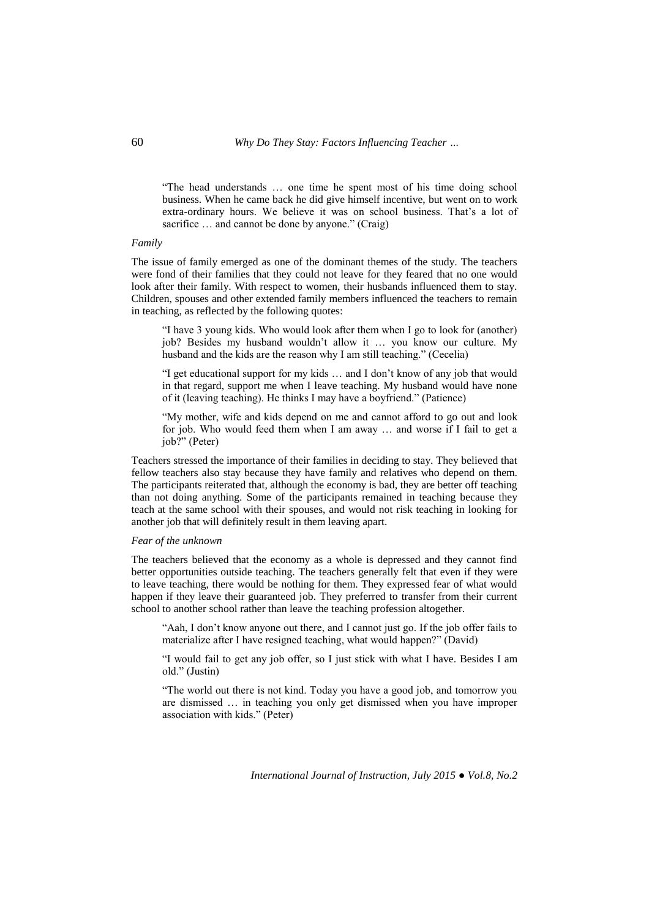"The head understands … one time he spent most of his time doing school business. When he came back he did give himself incentive, but went on to work extra-ordinary hours. We believe it was on school business. That's a lot of sacrifice … and cannot be done by anyone." (Craig)

*Family*

The issue of family emerged as one of the dominant themes of the study. The teachers were fond of their families that they could not leave for they feared that no one would look after their family. With respect to women, their husbands influenced them to stay. Children, spouses and other extended family members influenced the teachers to remain in teaching, as reflected by the following quotes:

"I have 3 young kids. Who would look after them when I go to look for (another) job? Besides my husband wouldn't allow it … you know our culture. My husband and the kids are the reason why I am still teaching." (Cecelia)

"I get educational support for my kids … and I don't know of any job that would in that regard, support me when I leave teaching. My husband would have none of it (leaving teaching). He thinks I may have a boyfriend." (Patience)

"My mother, wife and kids depend on me and cannot afford to go out and look for job. Who would feed them when I am away … and worse if I fail to get a job?" (Peter)

Teachers stressed the importance of their families in deciding to stay. They believed that fellow teachers also stay because they have family and relatives who depend on them. The participants reiterated that, although the economy is bad, they are better off teaching than not doing anything. Some of the participants remained in teaching because they teach at the same school with their spouses, and would not risk teaching in looking for another job that will definitely result in them leaving apart.

*Fear of the unknown*

The teachers believed that the economy as a whole is depressed and they cannot find better opportunities outside teaching. The teachers generally felt that even if they were to leave teaching, there would be nothing for them. They expressed fear of what would happen if they leave their guaranteed job. They preferred to transfer from their current school to another school rather than leave the teaching profession altogether.

"Aah, I don't know anyone out there, and I cannot just go. If the job offer fails to materialize after I have resigned teaching, what would happen?" (David)

"I would fail to get any job offer, so I just stick with what I have. Besides I am old." (Justin)

"The world out there is not kind. Today you have a good job, and tomorrow you are dismissed … in teaching you only get dismissed when you have improper association with kids." (Peter)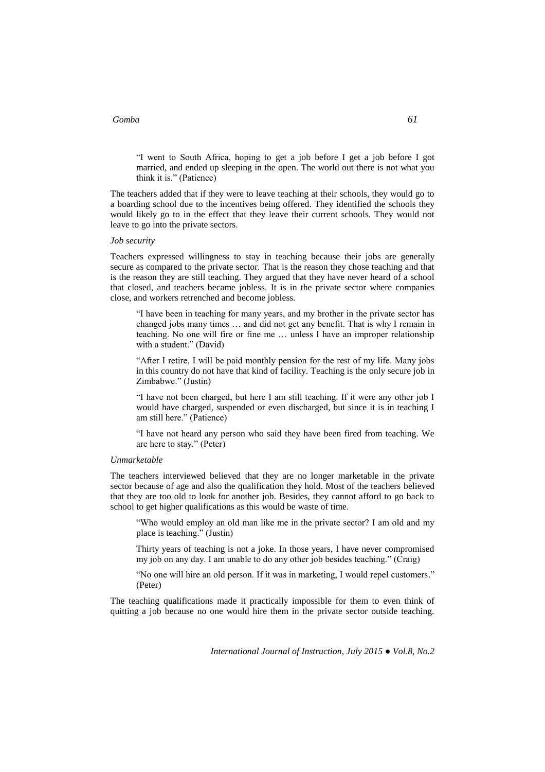> "I went to South Africa, hoping to get a job before I get a job before I got married, and ended up sleeping in the open. The world out there is not what you think it is." (Patience)

The teachers added that if they were to leave teaching at their schools, they would go to a boarding school due to the incentives being offered. They identified the schools they would likely go to in the effect that they leave their current schools. They would not leave to go into the private sectors.

*Job security*

Teachers expressed willingness to stay in teaching because their jobs are generally secure as compared to the private sector. That is the reason they chose teaching and that is the reason they are still teaching. They argued that they have never heard of a school that closed, and teachers became jobless. It is in the private sector where companies close, and workers retrenched and become jobless.

> "I have been in teaching for many years, and my brother in the private sector has changed jobs many times … and did not get any benefit. That is why I remain in teaching. No one will fire or fine me … unless I have an improper relationship with a student." (David)

> "After I retire, I will be paid monthly pension for the rest of my life. Many jobs in this country do not have that kind of facility. Teaching is the only secure job in Zimbabwe." (Justin)

> "I have not been charged, but here I am still teaching. If it were any other job I would have charged, suspended or even discharged, but since it is in teaching I am still here." (Patience)

> "I have not heard any person who said they have been fired from teaching. We are here to stay." (Peter)

*Unmarketable*

The teachers interviewed believed that they are no longer marketable in the private sector because of age and also the qualification they hold. Most of the teachers believed that they are too old to look for another job. Besides, they cannot afford to go back to school to get higher qualifications as this would be waste of time.

> "Who would employ an old man like me in the private sector? I am old and my place is teaching." (Justin)

> Thirty years of teaching is not a joke. In those years, I have never compromised my job on any day. I am unable to do any other job besides teaching." (Craig)

> "No one will hire an old person. If it was in marketing, I would repel customers." (Peter)

The teaching qualifications made it practically impossible for them to even think of quitting a job because no one would hire them in the private sector outside teaching.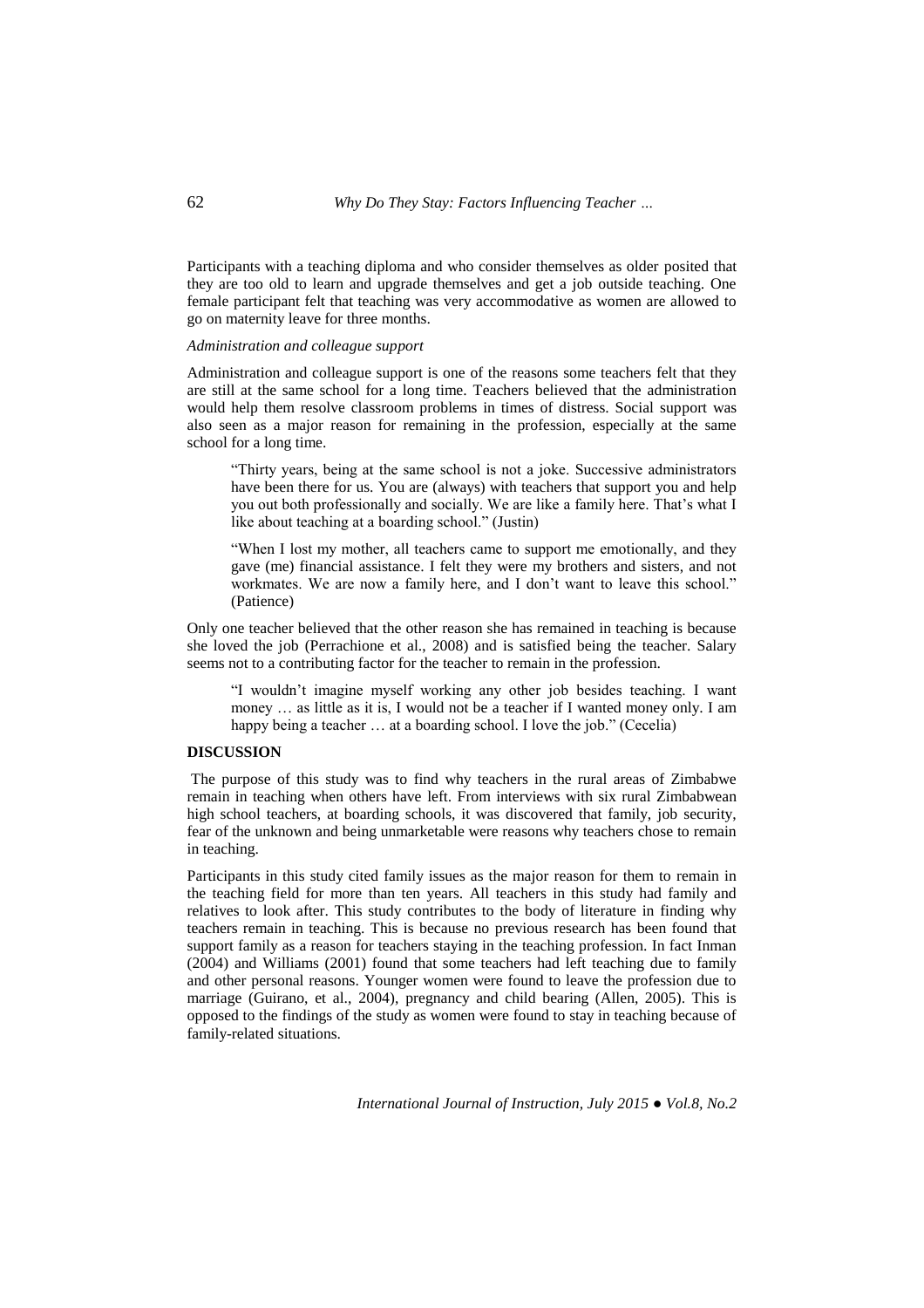Participants with a teaching diploma and who consider themselves as older posited that they are too old to learn and upgrade themselves and get a job outside teaching. One female participant felt that teaching was very accommodative as women are allowed to go on maternity leave for three months.

*Administration and colleague support*

Administration and colleague support is one of the reasons some teachers felt that they are still at the same school for a long time. Teachers believed that the administration would help them resolve classroom problems in times of distress. Social support was also seen as a major reason for remaining in the profession, especially at the same school for a long time.

> "Thirty years, being at the same school is not a joke. Successive administrators have been there for us. You are (always) with teachers that support you and help you out both professionally and socially. We are like a family here. That's what I like about teaching at a boarding school." (Justin)

> "When I lost my mother, all teachers came to support me emotionally, and they gave (me) financial assistance. I felt they were my brothers and sisters, and not workmates. We are now a family here, and I don't want to leave this school." (Patience)

Only one teacher believed that the other reason she has remained in teaching is because she loved the job (Perrachione et al., 2008) and is satisfied being the teacher. Salary seems not to a contributing factor for the teacher to remain in the profession.

> "I wouldn't imagine myself working any other job besides teaching. I want money … as little as it is, I would not be a teacher if I wanted money only. I am happy being a teacher … at a boarding school. I love the job." (Cecelia)

## DISCUSSION

The purpose of this study was to find why teachers in the rural areas of Zimbabwe remain in teaching when others have left. From interviews with six rural Zimbabwean high school teachers, at boarding schools, it was discovered that family, job security, fear of the unknown and being unmarketable were reasons why teachers chose to remain in teaching.

Participants in this study cited family issues as the major reason for them to remain in the teaching field for more than ten years. All teachers in this study had family and relatives to look after. This study contributes to the body of literature in finding why teachers remain in teaching. This is because no previous research has been found that support family as a reason for teachers staying in the teaching profession. In fact Inman (2004) and Williams (2001) found that some teachers had left teaching due to family and other personal reasons. Younger women were found to leave the profession due to marriage (Guirano, et al., 2004), pregnancy and child bearing (Allen, 2005). This is opposed to the findings of the study as women were found to stay in teaching because of family-related situations.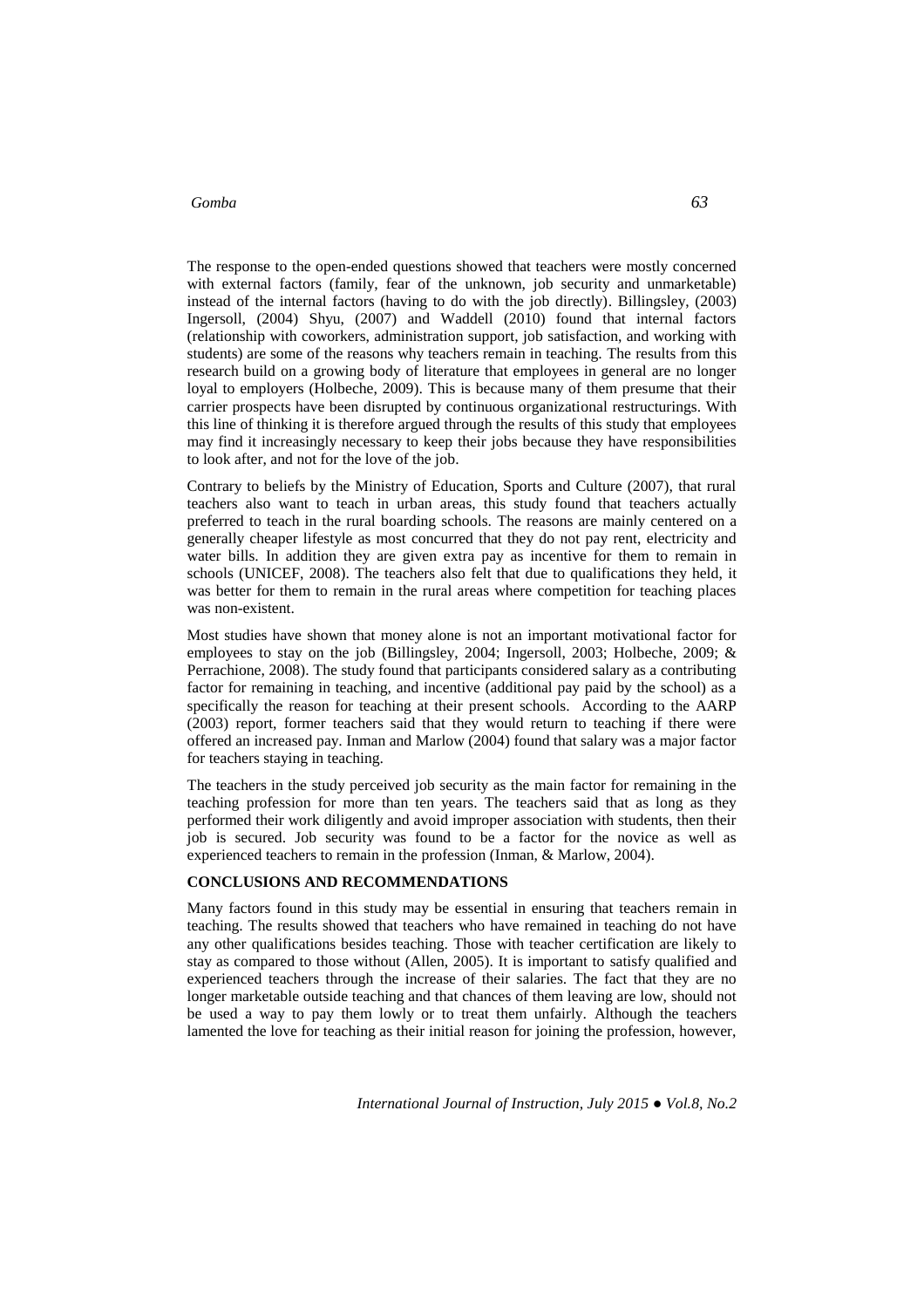The response to the open-ended questions showed that teachers were mostly concerned with external factors (family, fear of the unknown, job security and unmarketable) instead of the internal factors (having to do with the job directly). Billingsley, (2003) Ingersoll, (2004) Shyu, (2007) and Waddell (2010) found that internal factors (relationship with coworkers, administration support, job satisfaction, and working with students) are some of the reasons why teachers remain in teaching. The results from this research build on a growing body of literature that employees in general are no longer loyal to employers (Holbeche, 2009). This is because many of them presume that their carrier prospects have been disrupted by continuous organizational restructurings. With this line of thinking it is therefore argued through the results of this study that employees may find it increasingly necessary to keep their jobs because they have responsibilities to look after, and not for the love of the job.

Contrary to beliefs by the Ministry of Education, Sports and Culture (2007), that rural teachers also want to teach in urban areas, this study found that teachers actually preferred to teach in the rural boarding schools. The reasons are mainly centered on a generally cheaper lifestyle as most concurred that they do not pay rent, electricity and water bills. In addition they are given extra pay as incentive for them to remain in schools (UNICEF, 2008). The teachers also felt that due to qualifications they held, it was better for them to remain in the rural areas where competition for teaching places was non-existent.

Most studies have shown that money alone is not an important motivational factor for employees to stay on the job (Billingsley, 2004; Ingersoll, 2003; Holbeche, 2009; & Perrachione, 2008). The study found that participants considered salary as a contributing factor for remaining in teaching, and incentive (additional pay paid by the school) as a specifically the reason for teaching at their present schools. According to the AARP (2003) report, former teachers said that they would return to teaching if there were offered an increased pay. Inman and Marlow (2004) found that salary was a major factor for teachers staying in teaching.

The teachers in the study perceived job security as the main factor for remaining in the teaching profession for more than ten years. The teachers said that as long as they performed their work diligently and avoid improper association with students, then their job is secured. Job security was found to be a factor for the novice as well as experienced teachers to remain in the profession (Inman, & Marlow, 2004).

## CONCLUSIONS AND RECOMMENDATIONS

Many factors found in this study may be essential in ensuring that teachers remain in teaching. The results showed that teachers who have remained in teaching do not have any other qualifications besides teaching. Those with teacher certification are likely to stay as compared to those without (Allen, 2005). It is important to satisfy qualified and experienced teachers through the increase of their salaries. The fact that they are no longer marketable outside teaching and that chances of them leaving are low, should not be used a way to pay them lowly or to treat them unfairly. Although the teachers lamented the love for teaching as their initial reason for joining the profession, however,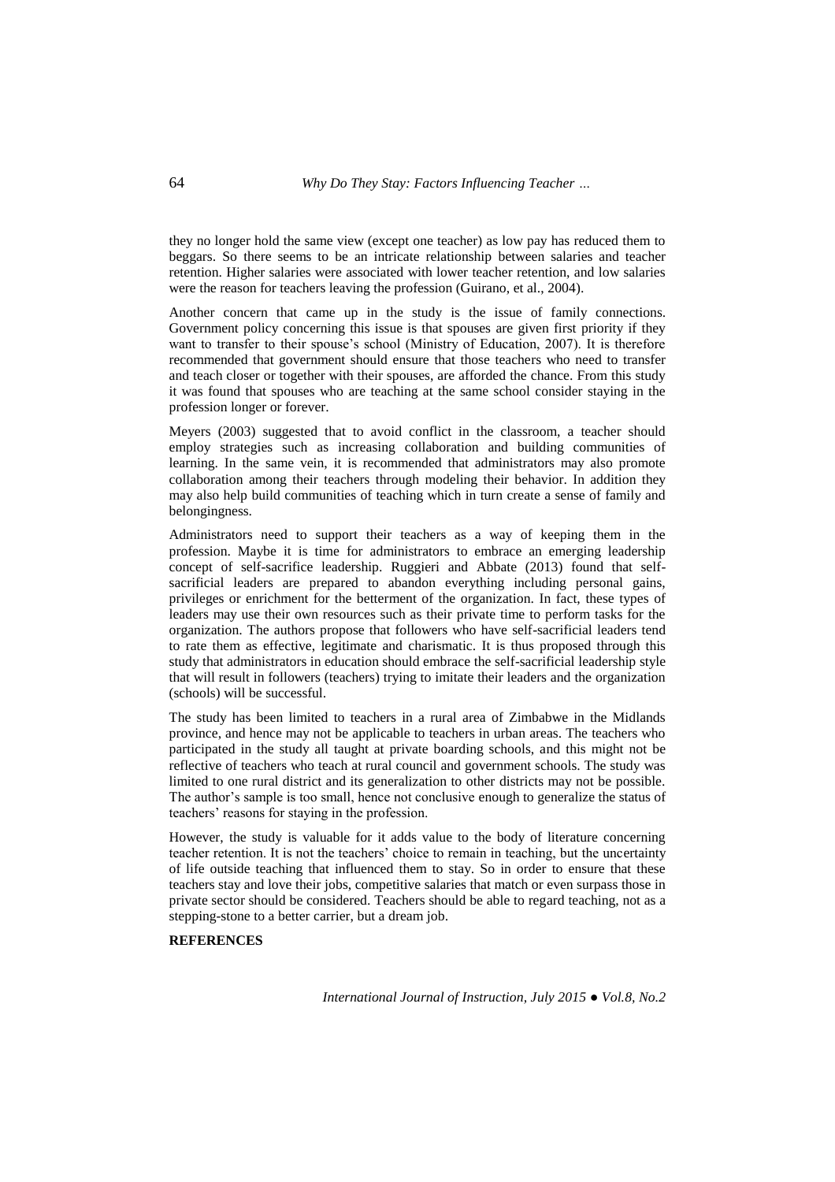they no longer hold the same view (except one teacher) as low pay has reduced them to beggars. So there seems to be an intricate relationship between salaries and teacher retention. Higher salaries were associated with lower teacher retention, and low salaries were the reason for teachers leaving the profession (Guirano, et al., 2004).

Another concern that came up in the study is the issue of family connections. Government policy concerning this issue is that spouses are given first priority if they want to transfer to their spouse's school (Ministry of Education, 2007). It is therefore recommended that government should ensure that those teachers who need to transfer and teach closer or together with their spouses, are afforded the chance. From this study it was found that spouses who are teaching at the same school consider staying in the profession longer or forever.

Meyers (2003) suggested that to avoid conflict in the classroom, a teacher should employ strategies such as increasing collaboration and building communities of learning. In the same vein, it is recommended that administrators may also promote collaboration among their teachers through modeling their behavior. In addition they may also help build communities of teaching which in turn create a sense of family and belongingness.

Administrators need to support their teachers as a way of keeping them in the profession. Maybe it is time for administrators to embrace an emerging leadership concept of self-sacrifice leadership. Ruggieri and Abbate (2013) found that self-sacrificial leaders are prepared to abandon everything including personal gains, privileges or enrichment for the betterment of the organization. In fact, these types of leaders may use their own resources such as their private time to perform tasks for the organization. The authors propose that followers who have self-sacrificial leaders tend to rate them as effective, legitimate and charismatic. It is thus proposed through this study that administrators in education should embrace the self-sacrificial leadership style that will result in followers (teachers) trying to imitate their leaders and the organization (schools) will be successful.

The study has been limited to teachers in a rural area of Zimbabwe in the Midlands province, and hence may not be applicable to teachers in urban areas. The teachers who participated in the study all taught at private boarding schools, and this might not be reflective of teachers who teach at rural council and government schools. The study was limited to one rural district and its generalization to other districts may not be possible. The author's sample is too small, hence not conclusive enough to generalize the status of teachers' reasons for staying in the profession.

However, the study is valuable for it adds value to the body of literature concerning teacher retention. It is not the teachers' choice to remain in teaching, but the uncertainty of life outside teaching that influenced them to stay. So in order to ensure that these teachers stay and love their jobs, competitive salaries that match or even surpass those in private sector should be considered. Teachers should be able to regard teaching, not as a stepping-stone to a better carrier, but a dream job.

**REFERENCES**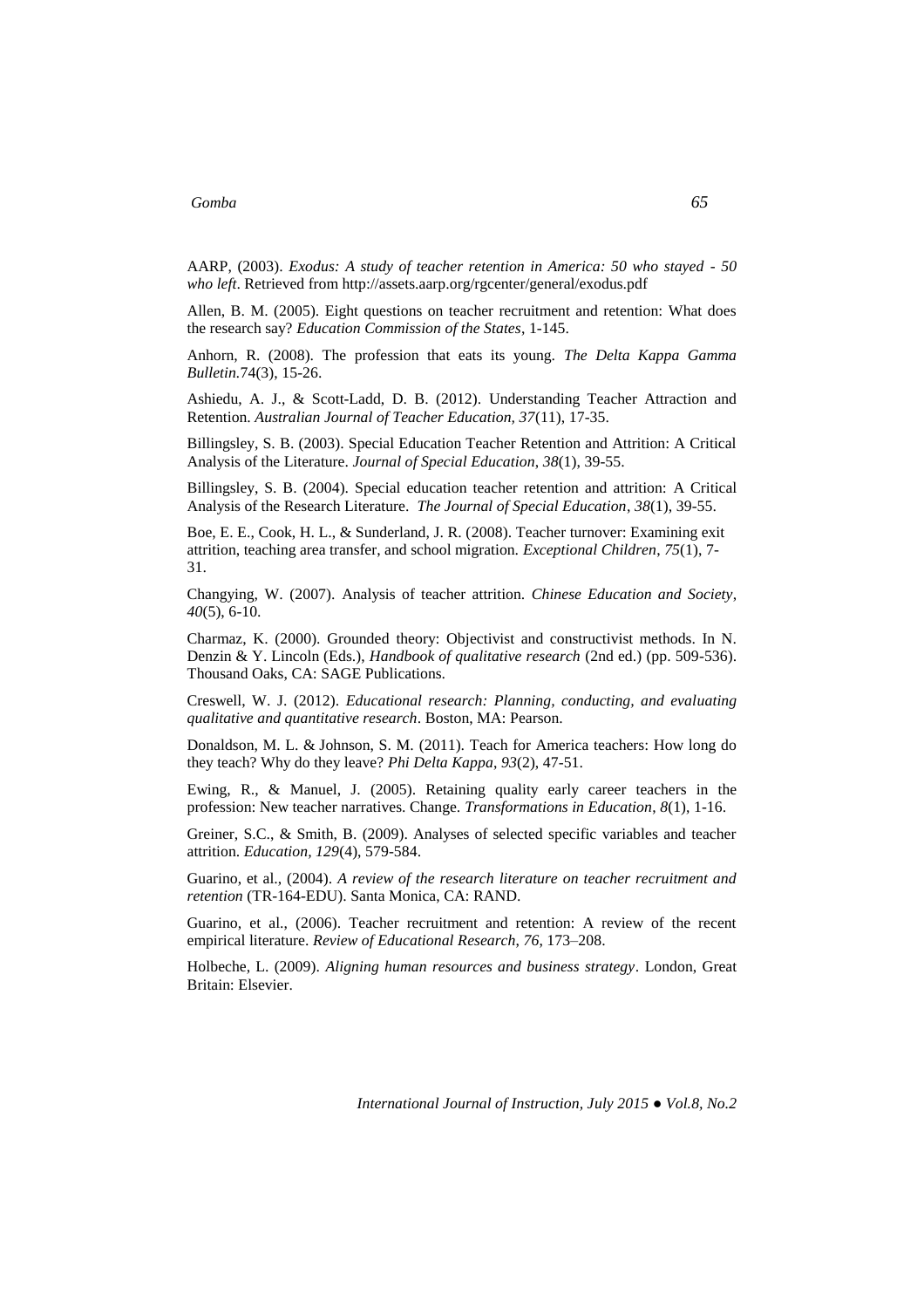AARP, (2003). *Exodus: A study of teacher retention in America: 50 who stayed - 50 who left*. Retrieved from http://assets.aarp.org/rgcenter/general/exodus.pdf

Allen, B. M. (2005). Eight questions on teacher recruitment and retention: What does the research say? *Education Commission of the States*, 1-145.

Anhorn, R. (2008). The profession that eats its young. *The Delta Kappa Gamma Bulletin.*74(3), 15-26.

Ashiedu, A. J., & Scott-Ladd, D. B. (2012). Understanding Teacher Attraction and Retention. *Australian Journal of Teacher Education, 37*(11), 17-35.

Billingsley, S. B. (2003). Special Education Teacher Retention and Attrition: A Critical Analysis of the Literature. *Journal of Special Education*, *38*(1), 39-55.

Billingsley, S. B. (2004). Special education teacher retention and attrition: A Critical Analysis of the Research Literature. *The Journal of Special Education*, *38*(1), 39-55.

Boe, E. E., Cook, H. L., & Sunderland, J. R. (2008). Teacher turnover: Examining exit attrition, teaching area transfer, and school migration. *Exceptional Children*, *75*(1), 7-31.

Changying, W. (2007). Analysis of teacher attrition. *Chinese Education and Society*, *40*(5), 6-10.

Charmaz, K. (2000). Grounded theory: Objectivist and constructivist methods. In N. Denzin & Y. Lincoln (Eds.), *Handbook of qualitative research* (2nd ed.) (pp. 509-536). Thousand Oaks, CA: SAGE Publications.

Creswell, W. J. (2012). *Educational research: Planning, conducting, and evaluating qualitative and quantitative research*. Boston, MA: Pearson.

Donaldson, M. L. & Johnson, S. M. (2011). Teach for America teachers: How long do they teach? Why do they leave? *Phi Delta Kappa*, *93*(2), 47-51.

Ewing, R., & Manuel, J. (2005). Retaining quality early career teachers in the profession: New teacher narratives. Change. *Transformations in Education*, *8*(1), 1-16.

Greiner, S.C., & Smith, B. (2009). Analyses of selected specific variables and teacher attrition. *Education, 129*(4), 579-584.

Guarino, et al., (2004). *A review of the research literature on teacher recruitment and retention* (TR-164-EDU). Santa Monica, CA: RAND.

Guarino, et al., (2006). Teacher recruitment and retention: A review of the recent empirical literature. *Review of Educational Research*, *76*, 173–208.

Holbeche, L. (2009). *Aligning human resources and business strategy*. London, Great Britain: Elsevier.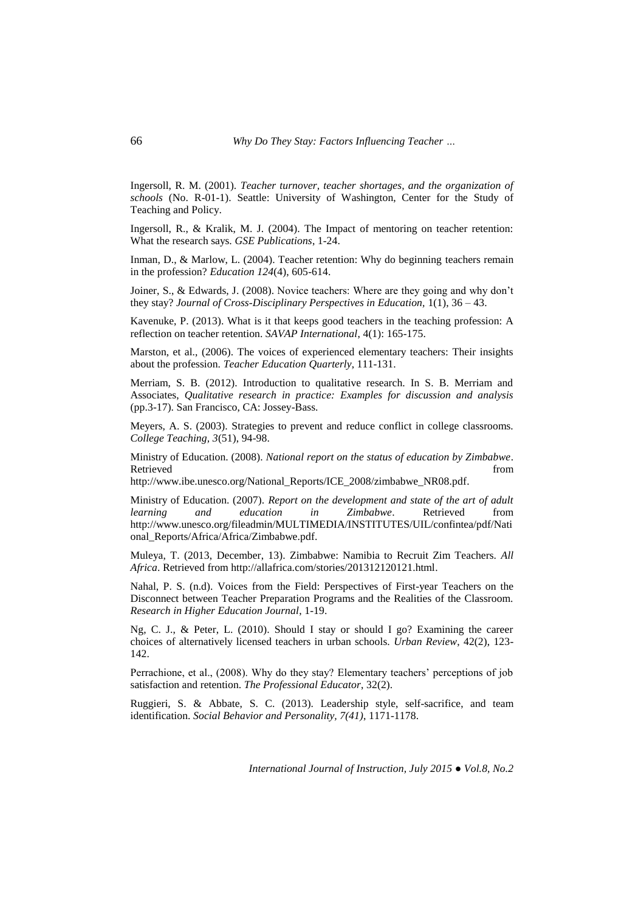Ingersoll, R. M. (2001). *Teacher turnover, teacher shortages, and the organization of schools* (No. R-01-1). Seattle: University of Washington, Center for the Study of Teaching and Policy.

Ingersoll, R., & Kralik, M. J. (2004). The Impact of mentoring on teacher retention: What the research says. *GSE Publications*, 1-24.

Inman, D., & Marlow, L. (2004). Teacher retention: Why do beginning teachers remain in the profession? *Education 124*(4), 605-614.

Joiner, S., & Edwards, J. (2008). Novice teachers: Where are they going and why don't they stay? *Journal of Cross-Disciplinary Perspectives in Education*, 1(1), 36 – 43.

Kavenuke, P. (2013). What is it that keeps good teachers in the teaching profession: A reflection on teacher retention. *SAVAP International*, 4(1): 165-175.

Marston, et al., (2006). The voices of experienced elementary teachers: Their insights about the profession. *Teacher Education Quarterly*, 111-131.

Merriam, S. B. (2012). Introduction to qualitative research. In S. B. Merriam and Associates, *Qualitative research in practice: Examples for discussion and analysis* (pp.3-17). San Francisco, CA: Jossey-Bass.

Meyers, A. S. (2003). Strategies to prevent and reduce conflict in college classrooms. *College Teaching, 3*(51), 94-98.

Ministry of Education. (2008). *National report on the status of education by Zimbabwe*. Retrieved from http://www.ibe.unesco.org/National_Reports/ICE_2008/zimbabwe_NR08.pdf.

Ministry of Education. (2007). *Report on the development and state of the art of adult learning and education in Zimbabwe*. Retrieved from http://www.unesco.org/fileadmin/MULTIMEDIA/INSTITUTES/UIL/confintea/pdf/National_Reports/Africa/Africa/Zimbabwe.pdf.

Muleya, T. (2013, December, 13). Zimbabwe: Namibia to Recruit Zim Teachers. *All Africa*. Retrieved from http://allafrica.com/stories/201312120121.html.

Nahal, P. S. (n.d). Voices from the Field: Perspectives of First-year Teachers on the Disconnect between Teacher Preparation Programs and the Realities of the Classroom. *Research in Higher Education Journal*, 1-19.

Ng, C. J., & Peter, L. (2010). Should I stay or should I go? Examining the career choices of alternatively licensed teachers in urban schools. *Urban Review*, 42(2), 123-142.

Perrachione, et al., (2008). Why do they stay? Elementary teachers' perceptions of job satisfaction and retention. *The Professional Educator*, 32(2).

Ruggieri, S. & Abbate, S. C. (2013). Leadership style, self-sacrifice, and team identification. *Social Behavior and Personality, 7(41)*, 1171-1178.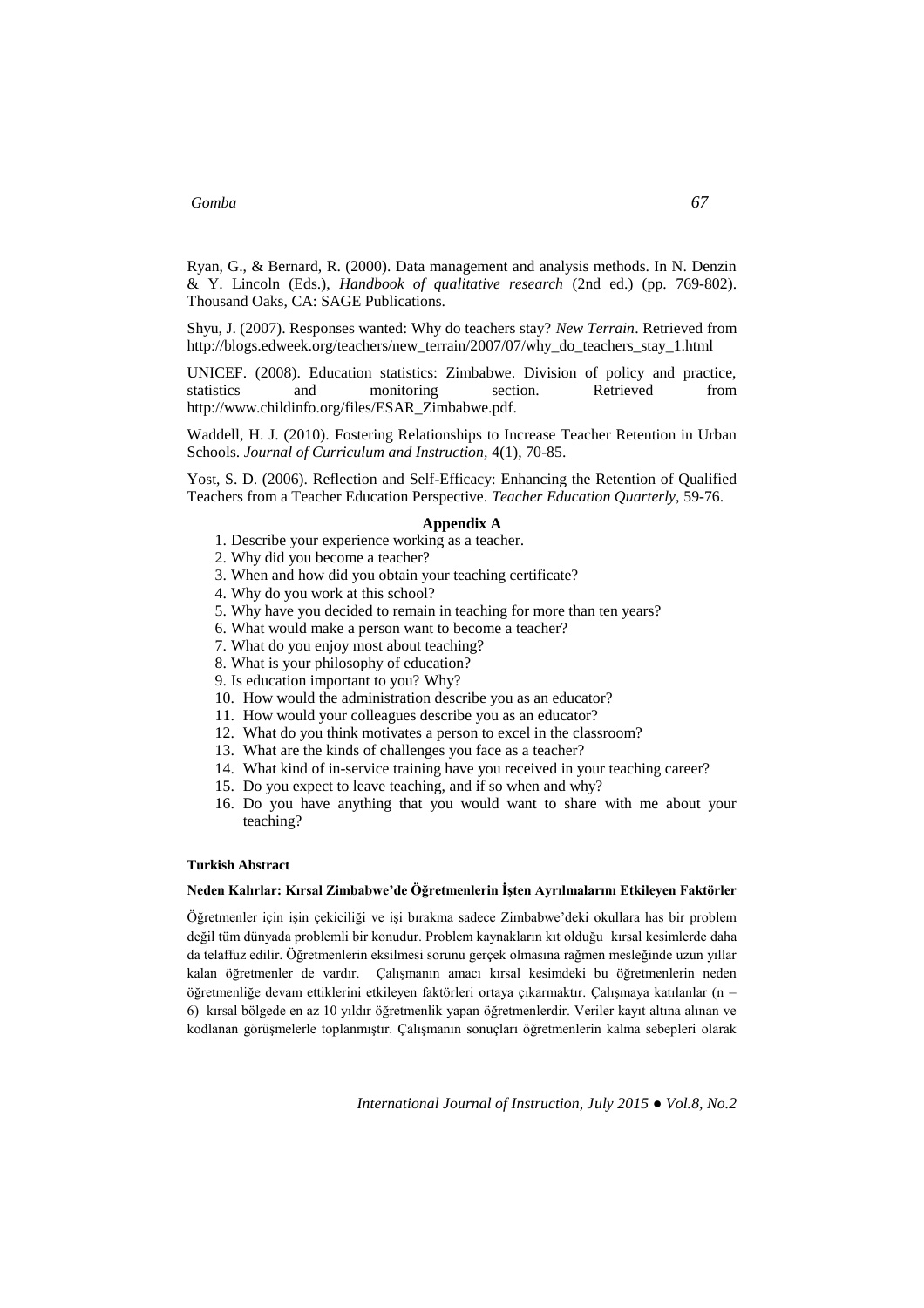Ryan, G., & Bernard, R. (2000). Data management and analysis methods. In N. Denzin & Y. Lincoln (Eds.), *Handbook of qualitative research* (2nd ed.) (pp. 769-802). Thousand Oaks, CA: SAGE Publications.

Shyu, J. (2007). Responses wanted: Why do teachers stay? *New Terrain*. Retrieved from http://blogs.edweek.org/teachers/new_terrain/2007/07/why_do_teachers_stay_1.html

UNICEF. (2008). Education statistics: Zimbabwe. Division of policy and practice, statistics and monitoring section. Retrieved from http://www.childinfo.org/files/ESAR_Zimbabwe.pdf.

Waddell, H. J. (2010). Fostering Relationships to Increase Teacher Retention in Urban Schools. *Journal of Curriculum and Instruction*, 4(1), 70-85.

Yost, S. D. (2006). Reflection and Self-Efficacy: Enhancing the Retention of Qualified Teachers from a Teacher Education Perspective. *Teacher Education Quarterly*, 59-76.

## Appendix A

1. Describe your experience working as a teacher.
2. Why did you become a teacher?
3. When and how did you obtain your teaching certificate?
4. Why do you work at this school?
5. Why have you decided to remain in teaching for more than ten years?
6. What would make a person want to become a teacher?
7. What do you enjoy most about teaching?
8. What is your philosophy of education?
9. Is education important to you? Why?
10. How would the administration describe you as an educator?
11. How would your colleagues describe you as an educator?
12. What do you think motivates a person to excel in the classroom?
13. What are the kinds of challenges you face as a teacher?
14. What kind of in-service training have you received in your teaching career?
15. Do you expect to leave teaching, and if so when and why?
16. Do you have anything that you would want to share with me about your teaching?

**Turkish Abstract**

**Neden Kalırlar: Kırsal Zimbabwe'de Öğretmenlerin İşten Ayrılmalarını Etkileyen Faktörler**

Öğretmenler için işin çekiciliği ve işi bırakma sadece Zimbabwe'deki okullara has bir problem değil tüm dünyada problemli bir konudur. Problem kaynakların kıt olduğu kırsal kesimlerde daha da telaffuz edilir. Öğretmenlerin eksilmesi sorunu gerçek olmasına rağmen mesleğinde uzun yıllar kalan öğretmenler de vardır. Çalışmanın amacı kırsal kesimdeki bu öğretmenlerin neden öğretmenliğe devam ettiklerini etkileyen faktörleri ortaya çıkarmaktır. Çalışmaya katılanlar (n = 6) kırsal bölgede en az 10 yıldır öğretmenlik yapan öğretmenlerdir. Veriler kayıt altına alınan ve kodlanan görüşmelerle toplanmıştır. Çalışmanın sonuçları öğretmenlerin kalma sebepleri olarak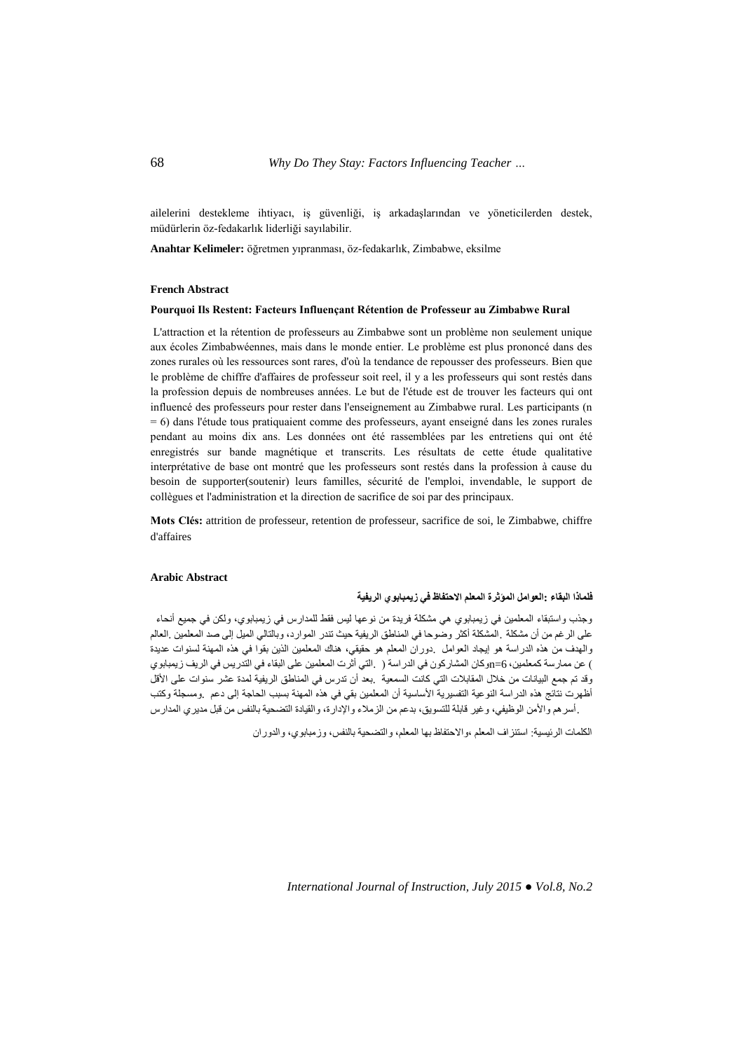ailelerini destekleme ihtiyacı, iş güvenliği, iş arkadaşlarından ve yöneticilerden destek, müdürlerin öz-fedakarlık liderliği sayılabilir.

**Anahtar Kelimeler:** öğretmen yıpranması, öz-fedakarlık, Zimbabwe, eksilme

#### French Abstract

**Pourquoi Ils Restent: Facteurs Influençant Rétention de Professeur au Zimbabwe Rural**

L'attraction et la rétention de professeurs au Zimbabwe sont un problème non seulement unique aux écoles Zimbabwéennes, mais dans le monde entier. Le problème est plus prononcé dans des zones rurales où les ressources sont rares, d'où la tendance de repousser des professeurs. Bien que le problème de chiffre d'affaires de professeur soit reel, il y a les professeurs qui sont restés dans la profession depuis de nombreuses années. Le but de l'étude est de trouver les facteurs qui ont influencé des professeurs pour rester dans l'enseignement au Zimbabwe rural. Les participants (n = 6) dans l'étude tous pratiquaient comme des professeurs, ayant enseigné dans les zones rurales pendant au moins dix ans. Les données ont été rassemblées par les entretiens qui ont été enregistrés sur bande magnétique et transcrits. Les résultats de cette étude qualitative interprétative de base ont montré que les professeurs sont restés dans la profession à cause du besoin de supporter(soutenir) leurs familles, sécurité de l'emploi, invendable, le support de collègues et l'administration et la direction de sacrifice de soi par des principaux.

**Mots Clés:** attrition de professeur, retention de professeur, sacrifice de soi, le Zimbabwe, chiffre d'affaires

#### Arabic Abstract

**فلماذا البقاء :العوامل المؤثرة المعلم الاحتفاظ في زيمبابوي الريفية**

وجذب واستبقاء المعلمين في زيمبابوي هي مشكلة فريدة من نوعها ليس فقط للمدارس في زيمبابوي، ولكن في جميع أنحاء العالم. المشكلة أكثر وضوحا في المناطق الريفية حيث تندر الموارد، وبالتالي الميل إلى صد المعلمين. على الرغم من أن مشكلة دوران المعلم هو حقيقي، هناك المعلمين الذين بقوا في هذه المهنة لسنوات عديدة. والهدف من هذه الدراسة هو إيجاد العوامل التي أثرت المعلمين على البقاء في التدريس في الريف زيمبابوي. وكان المشاركون في الدراسة (n=6) عن ممارسة كمعلمين، بعد أن تدرس في المناطق الريفية لمدة عشر سنوات على الأقل. وقد تم جمع البيانات من خلال المقابلات التي كانت السمعية ومسجلة وكتب. أظهرت نتائج هذه الدراسة النوعية التفسيرية الأساسية أن المعلمين بقي في هذه المهنة بسبب الحاجة إلى دعم أسرهم والأمن الوظيفي، وغير قابلة للتسويق، بدعم من الزملاء والإدارة، والقيادة التضحية بالنفس من قبل مديري المدارس.

الكلمات الرئيسية: استنزاف المعلم ،والاحتفاظ بها المعلم، والتضحية بالنفس، وزمبابوي، والدوران